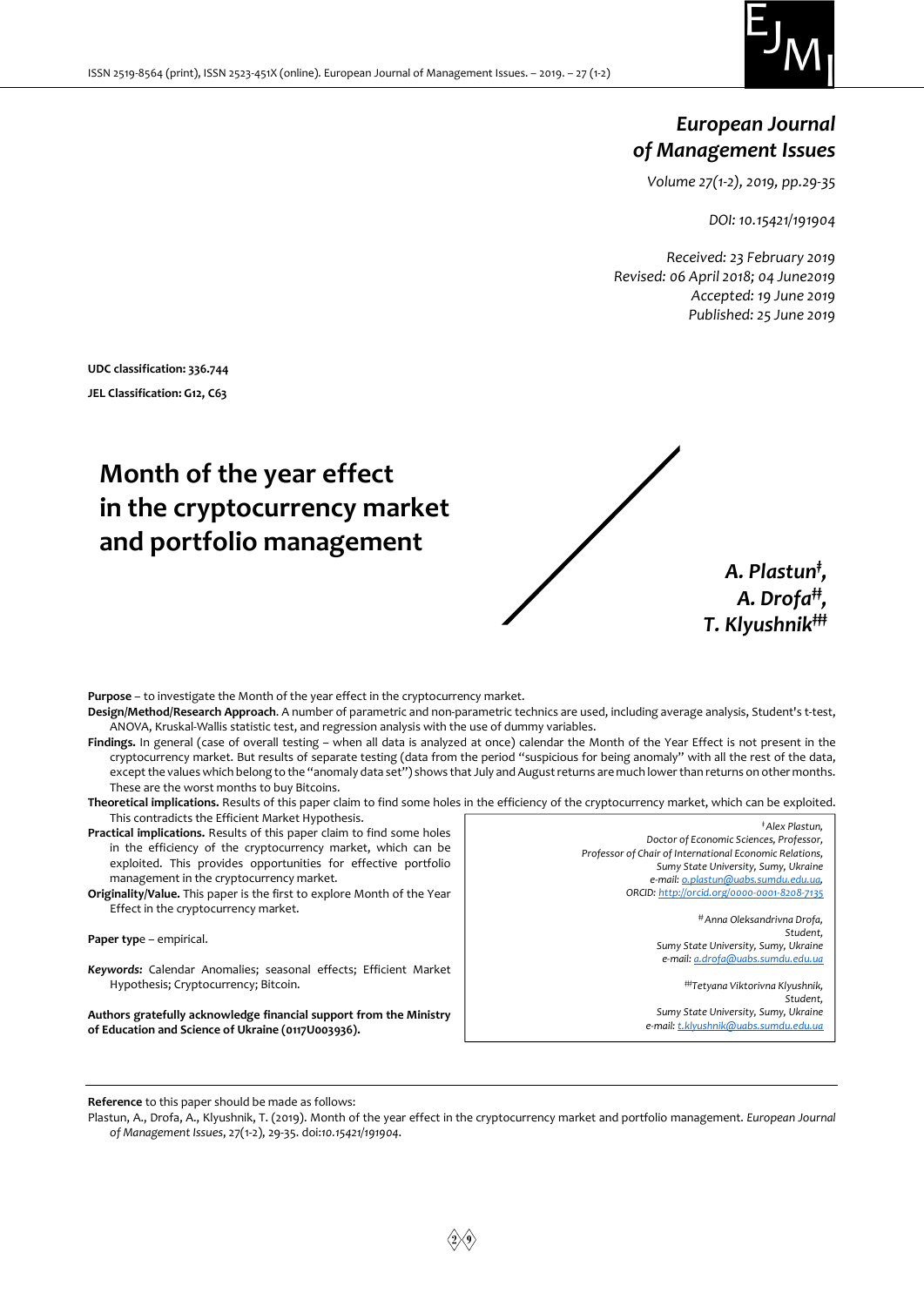# European Journal of Management Issues

*Volume 27(1-2), 2019, pp.29-35*

*DOI: 10.15421/191904*

*Received: 23 February 2019*
*Revised: 06 April 2018; 04 June2019*
*Accepted: 19 June 2019*
*Published: 25 June 2019*

**UDC classification: 336.744**

**JEL Classification: G12, C63**

# Month of the year effect in the cryptocurrency market and portfolio management

***A. Plastun[‡], A. Drofa[‡‡], T. Klyushnik[‡‡‡]***

**Purpose** – to investigate the Month of the year effect in the cryptocurrency market.

**Design/Method/Research Approach**. A number of parametric and non-parametric technics are used, including average analysis, Student's t-test, ANOVA, Kruskal-Wallis statistic test, and regression analysis with the use of dummy variables.

**Findings.** In general (case of overall testing – when all data is analyzed at once) calendar the Month of the Year Effect is not present in the cryptocurrency market. But results of separate testing (data from the period "suspicious for being anomaly" with all the rest of the data, except the values which belong to the "anomaly data set") shows that July and August returns are much lower than returns on other months. These are the worst months to buy Bitcoins.

**Theoretical implications.** Results of this paper claim to find some holes in the efficiency of the cryptocurrency market, which can be exploited. This contradicts the Efficient Market Hypothesis.

**Practical implications.** Results of this paper claim to find some holes in the efficiency of the cryptocurrency market, which can be exploited. This provides opportunities for effective portfolio management in the cryptocurrency market.

**Originality/Value.** This paper is the first to explore Month of the Year Effect in the cryptocurrency market.

**Paper typ**e – empirical.

***Keywords:*** Calendar Anomalies; seasonal effects; Efficient Market Hypothesis; Cryptocurrency; Bitcoin.

**Authors gratefully acknowledge financial support from the Ministry of Education and Science of Ukraine (0117U003936).**

*[‡]Alex Plastun,*
*Doctor of Economic Sciences, Professor,*
*Professor of Chair of International Economic Relations,*
*Sumy State University, Sumy, Ukraine*
*e-mail: o.plastun@uabs.sumdu.edu.ua,*
*ORCID: http://orcid.org/0000-0001-8208-7135*

*[‡‡]Anna Oleksandrivna Drofa,*
*Student,*
*Sumy State University, Sumy, Ukraine*
*e-mail: a.drofa@uabs.sumdu.edu.ua*

*[‡‡‡]Tetyana Viktorivna Klyushnik,*
*Student,*
*Sumy State University, Sumy, Ukraine*
*e-mail: t.klyushnik@uabs.sumdu.edu.ua*

**Reference** to this paper should be made as follows:

Plastun, A., Drofa, A., Klyushnik, T. (2019). Month of the year effect in the cryptocurrency market and portfolio management. *European Journal of Management Issues*, 27(1-2), 29-35. doi:*10.15421/191904*.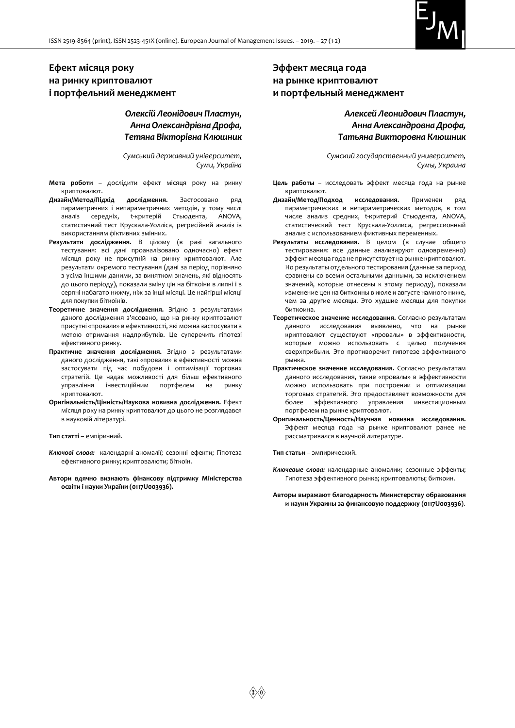## Ефект місяця року на ринку криптовалют і портфельний менеджмент

***Олексій Леонідович Пластун, Анна Олександрівна Дрофа, Тетяна Вікторівна Клюшник***

*Сумський державний університет, Суми, Україна*

**Мета роботи** – дослідити ефект місяця року на ринку криптовалют.

**Дизайн/Метод/Підхід дослідження.** Застосовано ряд параметричних і непараметричних методів, у тому числі аналіз середніх, t-критерій Стьюдента, ANOVA, статистичний тест Крускала-Уолліса, регресійний аналіз із використанням фіктивних змінних.

**Результати дослідження.** В цілому (в разі загального тестування: всі дані проаналізовано одночасно) ефект місяця року не присутній на ринку криптовалют. Але результати окремого тестування (дані за період порівняно з усіма іншими даними, за винятком значень, які відносять до цього періоду), показали зміну цін на біткоіни в липні і в серпні набагато нижчу, ніж за інші місяці. Це найгірші місяці для покупки біткоінів.

**Теоретичне значення дослідження.** Згідно з результатами даного дослідження з'ясовано, що на ринку криптовалют присутні «провали» в ефективності, які можна застосувати з метою отримання надприбутків. Це суперечить гіпотезі ефективного ринку.

**Практичне значення дослідження.** Згідно з результатами даного дослідження, такі «провали» в ефективності можна застосувати під час побудови і оптимізації торгових стратегій. Це надає можливості для більш ефективного управління інвестиційним портфелем на ринку криптовалют.

**Оригінальність/Цінність/Наукова новизна дослідження.** Ефект місяця року на ринку криптовалют до цього не розглядався в науковій літературі.

**Тип статті** – емпіричний.

***Ключові слова:*** календарні аномалії; сезонні ефекти; Гіпотеза ефективного ринку; криптовалюти; біткоін.

**Автори вдячно визнають фінансову підтримку Міністерства освіти і науки України (0117U003936).**

## Эффект месяца года на рынке криптовалют и портфельный менеджмент

***Алексей Леонидович Пластун, Анна Александровна Дрофа, Татьяна Викторовна Клюшник***

*Сумский государственный университет, Сумы, Украина*

**Цель работы** – исследовать эффект месяца года на рынке криптовалют.

**Дизайн/Метод/Подход исследования.** Применен ряд параметрических и непараметрических методов, в том числе анализ средних, t-критерий Стьюдента, ANOVA, статистический тест Крускала-Уоллиса, регрессионный анализ с использованием фиктивных переменных.

**Результаты исследования.** В целом (в случае общего тестирования: все данные анализируют одновременно) эффект месяца года не присутствует на рынке криптовалют. Но результаты отдельного тестирования (данные за период сравнены со всеми остальными данными, за исключением значений, которые отнесены к этому периоду), показали изменение цен на биткоины в июле и августе намного ниже, чем за другие месяцы. Это худшие месяцы для покупки биткоина.

**Теоретическое значение исследования.** Согласно результатам данного исследования выявлено, что на рынке криптовалют существуют «провалы» в эффективности, которые можно использовать с целью получения сверхприбыли. Это противоречит гипотезе эффективного рынка.

**Практическое значение исследования.** Согласно результатам данного исследования, такие «провалы» в эффективности можно использовать при построении и оптимизации торговых стратегий. Это предоставляет возможности для более эффективного управления инвестиционным портфелем на рынке криптовалют.

**Оригинальность/Ценность/Научная новизна исследования.** Эффект месяца года на рынке криптовалют ранее не рассматривался в научной литературе.

**Тип статьи** – эмпирический.

***Ключевые слова:*** календарные аномалии; сезонные эффекты; Гипотеза эффективного рынка; криптовалюты; биткоин.

**Авторы выражают благодарность Министерству образования и науки Украины за финансовую поддержку (0117U003936).**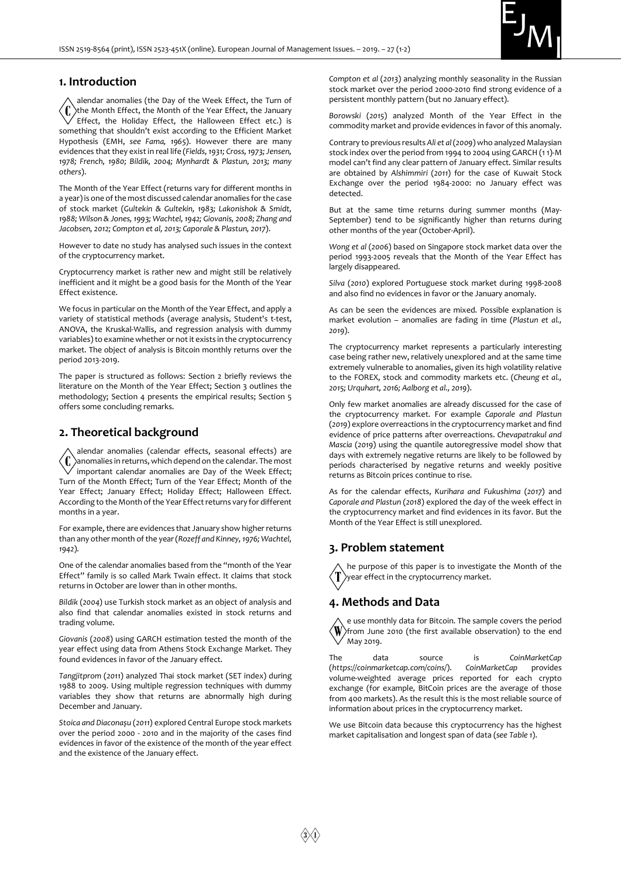## 1. Introduction

Calendar anomalies (the Day of the Week Effect, the Turn of the Month Effect, the Month of the Year Effect, the January Effect, the Holiday Effect, the Halloween Effect etc.) is something that shouldn't exist according to the Efficient Market Hypothesis (EMH, *see Fama, 1965*). However there are many evidences that they exist in real life (*Fields, 1931; Cross, 1973; Jensen, 1978; French, 1980; Bildik, 2004; Mynhardt & Plastun, 2013; many others*).

The Month of the Year Effect (returns vary for different months in a year) is one of the most discussed calendar anomalies for the case of stock market (*Gultekin & Gultekin, 1983; Lakonishok & Smidt, 1988; Wilson & Jones, 1993; Wachtel, 1942; Giovanis, 2008; Zhang and Jacobsen, 2012; Compton et al, 2013; Caporale & Plastun, 2017*).

However to date no study has analysed such issues in the context of the cryptocurrency market.

Cryptocurrency market is rather new and might still be relatively inefficient and it might be a good basis for the Month of the Year Effect existence.

We focus in particular on the Month of the Year Effect, and apply a variety of statistical methods (average analysis, Student's t-test, ANOVA, the Kruskal-Wallis, and regression analysis with dummy variables) to examine whether or not it exists in the cryptocurrency market. The object of analysis is Bitcoin monthly returns over the period 2013-2019.

The paper is structured as follows: Section 2 briefly reviews the literature on the Month of the Year Effect; Section 3 outlines the methodology; Section 4 presents the empirical results; Section 5 offers some concluding remarks.

## 2. Theoretical background

Calendar anomalies (calendar effects, seasonal effects) are anomalies in returns, which depend on the calendar. The most important calendar anomalies are Day of the Week Effect; Turn of the Month Effect; Turn of the Year Effect; Month of the Year Effect; January Effect; Holiday Effect; Halloween Effect. According to the Month of the Year Effect returns vary for different months in a year.

For example, there are evidences that January show higher returns than any other month of the year (*Rozeff and Kinney, 1976; Wachtel, 1942*).

One of the calendar anomalies based from the "month of the Year Effect" family is so called Mark Twain effect. It claims that stock returns in October are lower than in other months.

*Bildik (2004)* use Turkish stock market as an object of analysis and also find that calendar anomalies existed in stock returns and trading volume.

*Giovanis (2008)* using GARCH estimation tested the month of the year effect using data from Athens Stock Exchange Market. They found evidences in favor of the January effect.

*Tangjitprom (2011)* analyzed Thai stock market (SET index) during 1988 to 2009. Using multiple regression techniques with dummy variables they show that returns are abnormally high during December and January.

*Stoica and Diaconașu (2011)* explored Central Europe stock markets over the period 2000 - 2010 and in the majority of the cases find evidences in favor of the existence of the month of the year effect and the existence of the January effect.

*Compton et al (2013)* analyzing monthly seasonality in the Russian stock market over the period 2000-2010 find strong evidence of a persistent monthly pattern (but no January effect).

*Borowski (2015)* analyzed Month of the Year Effect in the commodity market and provide evidences in favor of this anomaly.

Contrary to previous results *Ali et al (2009)* who analyzed Malaysian stock index over the period from 1994 to 2004 using GARCH (1 1)-M model can't find any clear pattern of January effect. Similar results are obtained by *Alshimmiri (2011)* for the case of Kuwait Stock Exchange over the period 1984-2000: no January effect was detected.

But at the same time returns during summer months (May-September) tend to be significantly higher than returns during other months of the year (October-April).

*Wong et al (2006)* based on Singapore stock market data over the period 1993-2005 reveals that the Month of the Year Effect has largely disappeared.

*Silva (2010)* explored Portuguese stock market during 1998-2008 and also find no evidences in favor or the January anomaly.

As can be seen the evidences are mixed. Possible explanation is market evolution – anomalies are fading in time (*Plastun et al., 2019*).

The cryptocurrency market represents a particularly interesting case being rather new, relatively unexplored and at the same time extremely vulnerable to anomalies, given its high volatility relative to the FOREX, stock and commodity markets etc. (*Cheung et al., 2015; Urquhart, 2016; Aalborg et al., 2019*).

Only few market anomalies are already discussed for the case of the cryptocurrency market. For example *Caporale and Plastun (2019)* explore overreactions in the cryptocurrency market and find evidence of price patterns after overreactions. *Chevapatrakul and Mascia (2019)* using the quantile autoregressive model show that days with extremely negative returns are likely to be followed by periods characterised by negative returns and weekly positive returns as Bitcoin prices continue to rise.

As for the calendar effects, *Kurihara and Fukushima (2017)* and *Caporale and Plastun (2018)* explored the day of the week effect in the cryptocurrency market and find evidences in its favor. But the Month of the Year Effect is still unexplored.

## 3. Problem statement

The purpose of this paper is to investigate the Month of the year effect in the cryptocurrency market.

## 4. Methods and Data

We use monthly data for Bitcoin. The sample covers the period from June 2010 (the first available observation) to the end May 2019.

The data source is *CoinMarketCap* (*https://coinmarketcap.com/coins/*). *CoinMarketCap* provides volume-weighted average prices reported for each crypto exchange (for example, BitCoin prices are the average of those from 400 markets). As the result this is the most reliable source of information about prices in the cryptocurrency market.

We use Bitcoin data because this cryptocurrency has the highest market capitalisation and longest span of data (*see Table 1*).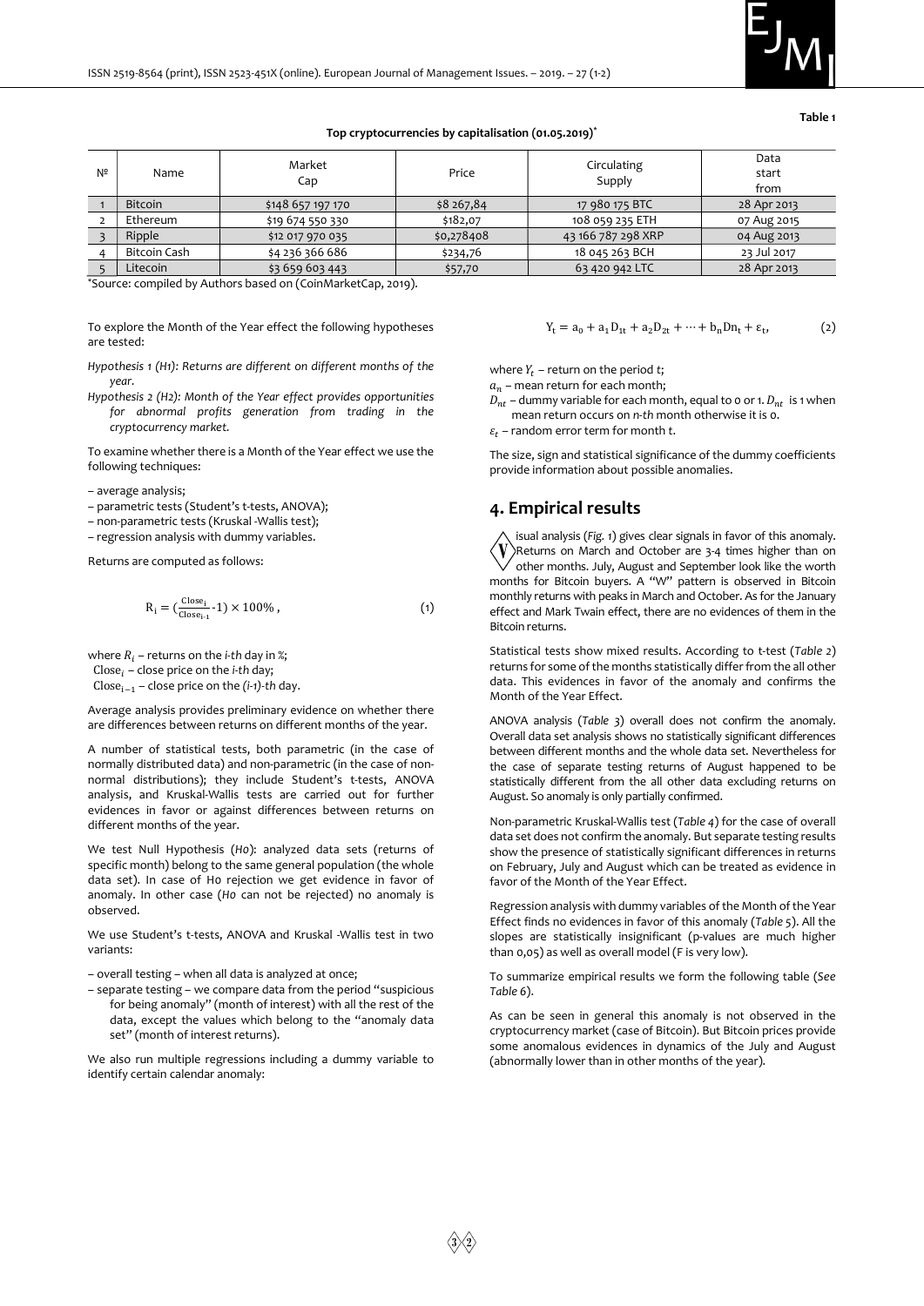**Table 1**

**Top cryptocurrencies by capitalisation (01.05.2019)***

| № | Name | Market Cap | Price | Circulating Supply | Data start from |
|---|---|---|---|---|---|
| 1 | Bitcoin | $148 657 197 170 | $8 267,84 | 17 980 175 BTC | 28 Apr 2013 |
| 2 | Ethereum | $19 674 550 330 | $182,07 | 108 059 235 ETH | 07 Aug 2015 |
| 3 | Ripple | $12 017 970 035 | $0,278408 | 43 166 787 298 XRP | 04 Aug 2013 |
| 4 | Bitcoin Cash | $4 236 366 686 | $234,76 | 18 045 263 BCH | 23 Jul 2017 |
| 5 | Litecoin | $3 659 603 443 | $57,70 | 63 420 942 LTC | 28 Apr 2013 |

*Source: compiled by Authors based on (CoinMarketCap, 2019).

To explore the Month of the Year effect the following hypotheses are tested:

*Hypothesis 1 (H1): Returns are different on different months of the year.*

*Hypothesis 2 (H2): Month of the Year effect provides opportunities for abnormal profits generation from trading in the cryptocurrency market.*

To examine whether there is a Month of the Year effect we use the following techniques:

– average analysis;
– parametric tests (Student's t-tests, ANOVA);
– non-parametric tests (Kruskal -Wallis test);
– regression analysis with dummy variables.

Returns are computed as follows:

$$R_i = \left(\frac{Close_i}{Close_{i-1}} - 1\right) \times 100\%, \tag{1}$$

where $R_i$ – returns on the *i-th* day in %;
$Close_i$ – close price on the *i-th* day;
$Close_{i-1}$ – close price on the *(i-1)-th* day.

Average analysis provides preliminary evidence on whether there are differences between returns on different months of the year.

A number of statistical tests, both parametric (in the case of normally distributed data) and non-parametric (in the case of non-normal distributions); they include Student's t-tests, ANOVA analysis, and Kruskal-Wallis tests are carried out for further evidences in favor or against differences between returns on different months of the year.

We test Null Hypothesis (*H0*): analyzed data sets (returns of specific month) belong to the same general population (the whole data set). In case of H0 rejection we get evidence in favor of anomaly. In other case (*H0* can not be rejected) no anomaly is observed.

We use Student's t-tests, ANOVA and Kruskal -Wallis test in two variants:

– overall testing – when all data is analyzed at once;
– separate testing – we compare data from the period "suspicious for being anomaly" (month of interest) with all the rest of the data, except the values which belong to the "anomaly data set" (month of interest returns).

We also run multiple regressions including a dummy variable to identify certain calendar anomaly:

$$Y_t = a_0 + a_1 D_{1t} + a_2 D_{2t} + \cdots + b_n D n_t + \varepsilon_t, \tag{2}$$

where $Y_t$ – return on the period *t*;
$a_n$ – mean return for each month;
$D_{nt}$ – dummy variable for each month, equal to 0 or 1. $D_{nt}$ is 1 when mean return occurs on *n-th* month otherwise it is 0.
$\varepsilon_t$ – random error term for month *t*.

The size, sign and statistical significance of the dummy coefficients provide information about possible anomalies.

## 4. Empirical results

Visual analysis (*Fig. 1*) gives clear signals in favor of this anomaly. Returns on March and October are 3-4 times higher than on other months. July, August and September look like the worth months for Bitcoin buyers. A "W" pattern is observed in Bitcoin monthly returns with peaks in March and October. As for the January effect and Mark Twain effect, there are no evidences of them in the Bitcoin returns.

Statistical tests show mixed results. According to t-test (*Table 2*) returns for some of the months statistically differ from the all other data. This evidences in favor of the anomaly and confirms the Month of the Year Effect.

ANOVA analysis (*Table 3*) overall does not confirm the anomaly. Overall data set analysis shows no statistically significant differences between different months and the whole data set. Nevertheless for the case of separate testing returns of August happened to be statistically different from the all other data excluding returns on August. So anomaly is only partially confirmed.

Non-parametric Kruskal-Wallis test (*Table 4*) for the case of overall data set does not confirm the anomaly. But separate testing results show the presence of statistically significant differences in returns on February, July and August which can be treated as evidence in favor of the Month of the Year Effect.

Regression analysis with dummy variables of the Month of the Year Effect finds no evidences in favor of this anomaly (*Table 5*). All the slopes are statistically insignificant (p-values are much higher than 0,05) as well as overall model (F is very low).

To summarize empirical results we form the following table (*See Table 6*).

As can be seen in general this anomaly is not observed in the cryptocurrency market (case of Bitcoin). But Bitcoin prices provide some anomalous evidences in dynamics of the July and August (abnormally lower than in other months of the year).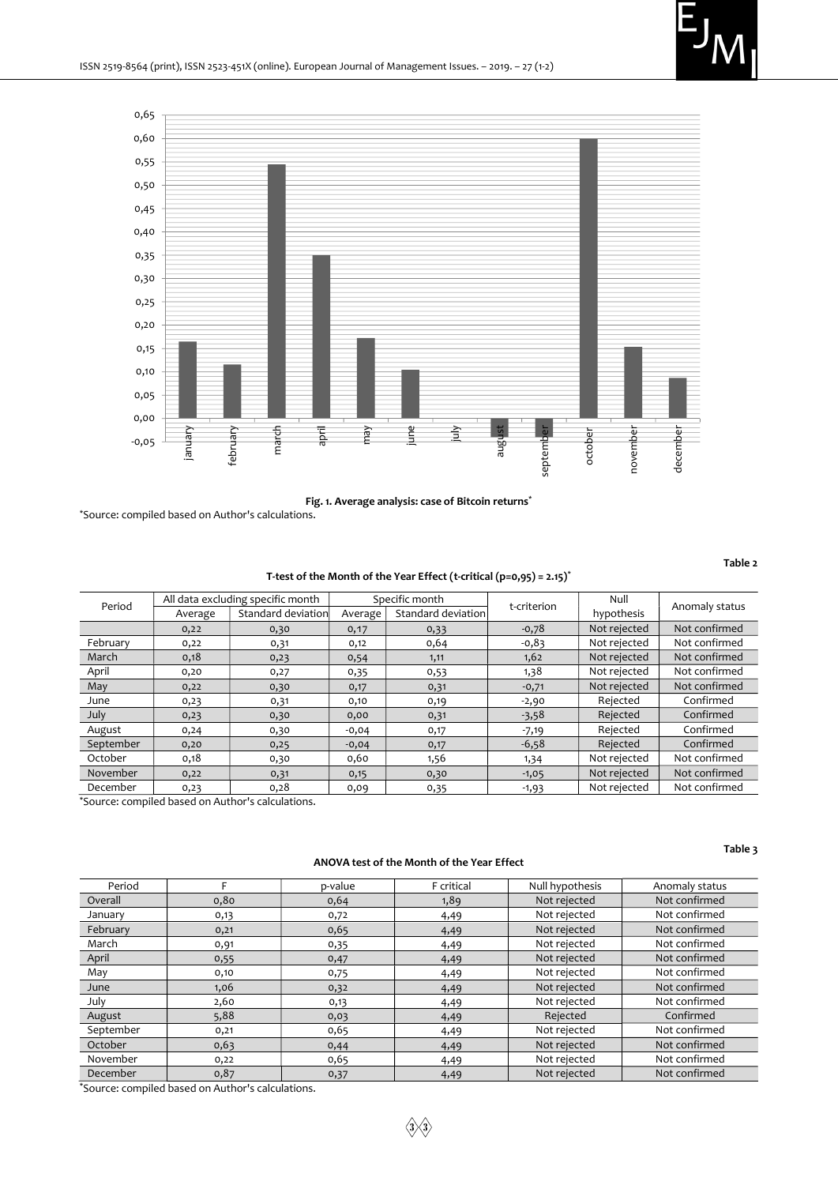**Fig. 1. Average analysis: case of Bitcoin returns***

*Source: compiled based on Author's calculations.

**Table 2**

**T-test of the Month of the Year Effect (t-critical (p=0,95) = 2.15)***

| Period | All data excluding specific month | | Specific month | | t-criterion | Null hypothesis | Anomaly status |
|---|---|---|---|---|---|---|---|
| | Average | Standard deviation | Average | Standard deviation | | | |
| | 0,22 | 0,30 | 0,17 | 0,33 | -0,78 | Not rejected | Not confirmed |
| February | 0,22 | 0,31 | 0,12 | 0,64 | -0,83 | Not rejected | Not confirmed |
| March | 0,18 | 0,23 | 0,54 | 1,11 | 1,62 | Not rejected | Not confirmed |
| April | 0,20 | 0,27 | 0,35 | 0,53 | 1,38 | Not rejected | Not confirmed |
| May | 0,22 | 0,30 | 0,17 | 0,31 | -0,71 | Not rejected | Not confirmed |
| June | 0,23 | 0,31 | 0,10 | 0,19 | -2,90 | Rejected | Confirmed |
| July | 0,23 | 0,30 | 0,00 | 0,31 | -3,58 | Rejected | Confirmed |
| August | 0,24 | 0,30 | -0,04 | 0,17 | -7,19 | Rejected | Confirmed |
| September | 0,20 | 0,25 | -0,04 | 0,17 | -6,58 | Rejected | Confirmed |
| October | 0,18 | 0,30 | 0,60 | 1,56 | 1,34 | Not rejected | Not confirmed |
| November | 0,22 | 0,31 | 0,15 | 0,30 | -1,05 | Not rejected | Not confirmed |
| December | 0,23 | 0,28 | 0,09 | 0,35 | -1,93 | Not rejected | Not confirmed |

*Source: compiled based on Author's calculations.

**Table 3**

**ANOVA test of the Month of the Year Effect**

| Period | F | p-value | F critical | Null hypothesis | Anomaly status |
|---|---|---|---|---|---|
| Overall | 0,80 | 0,64 | 1,89 | Not rejected | Not confirmed |
| January | 0,13 | 0,72 | 4,49 | Not rejected | Not confirmed |
| February | 0,21 | 0,65 | 4,49 | Not rejected | Not confirmed |
| March | 0,91 | 0,35 | 4,49 | Not rejected | Not confirmed |
| April | 0,55 | 0,47 | 4,49 | Not rejected | Not confirmed |
| May | 0,10 | 0,75 | 4,49 | Not rejected | Not confirmed |
| June | 1,06 | 0,32 | 4,49 | Not rejected | Not confirmed |
| July | 2,60 | 0,13 | 4,49 | Not rejected | Not confirmed |
| August | 5,88 | 0,03 | 4,49 | Rejected | Confirmed |
| September | 0,21 | 0,65 | 4,49 | Not rejected | Not confirmed |
| October | 0,63 | 0,44 | 4,49 | Not rejected | Not confirmed |
| November | 0,22 | 0,65 | 4,49 | Not rejected | Not confirmed |
| December | 0,87 | 0,37 | 4,49 | Not rejected | Not confirmed |

*Source: compiled based on Author's calculations.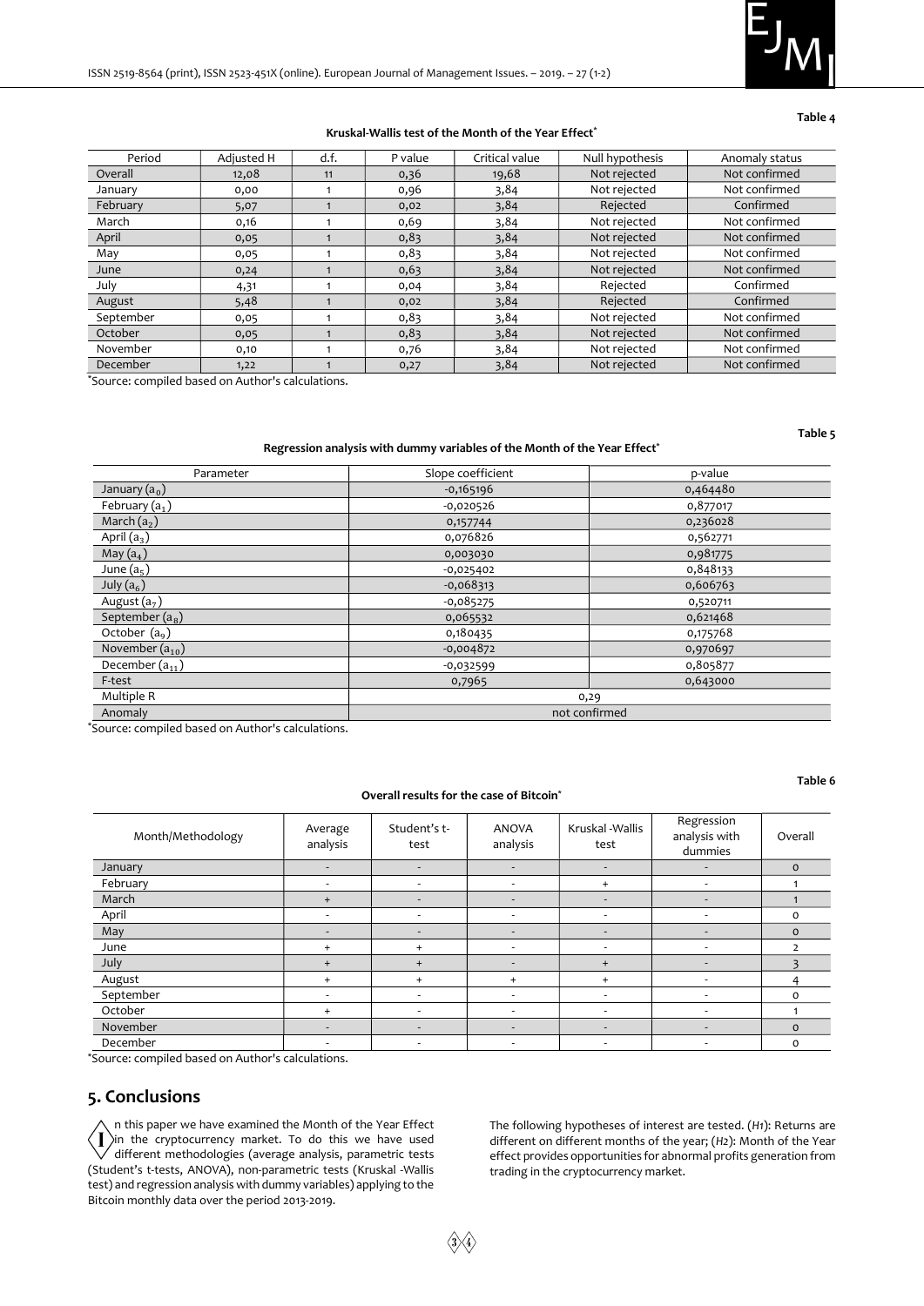**Table 4**

**Kruskal-Wallis test of the Month of the Year Effect***

| Period | Adjusted H | d.f. | P value | Critical value | Null hypothesis | Anomaly status |
|---|---|---|---|---|---|---|
| Overall | 12,08 | 11 | 0,36 | 19,68 | Not rejected | Not confirmed |
| January | 0,00 | 1 | 0,96 | 3,84 | Not rejected | Not confirmed |
| February | 5,07 | 1 | 0,02 | 3,84 | Rejected | Confirmed |
| March | 0,16 | 1 | 0,69 | 3,84 | Not rejected | Not confirmed |
| April | 0,05 | 1 | 0,83 | 3,84 | Not rejected | Not confirmed |
| May | 0,05 | 1 | 0,83 | 3,84 | Not rejected | Not confirmed |
| June | 0,24 | 1 | 0,63 | 3,84 | Not rejected | Not confirmed |
| July | 4,31 | 1 | 0,04 | 3,84 | Rejected | Confirmed |
| August | 5,48 | 1 | 0,02 | 3,84 | Rejected | Confirmed |
| September | 0,05 | 1 | 0,83 | 3,84 | Not rejected | Not confirmed |
| October | 0,05 | 1 | 0,83 | 3,84 | Not rejected | Not confirmed |
| November | 0,10 | 1 | 0,76 | 3,84 | Not rejected | Not confirmed |
| December | 1,22 | 1 | 0,27 | 3,84 | Not rejected | Not confirmed |

*Source: compiled based on Author's calculations.

**Table 5**

**Regression analysis with dummy variables of the Month of the Year Effect***

| Parameter | Slope coefficient | p-value |
|---|---|---|
| January ($a_0$) | -0,165196 | 0,464480 |
| February ($a_1$) | -0,020526 | 0,877017 |
| March ($a_2$) | 0,157744 | 0,236028 |
| April ($a_3$) | 0,076826 | 0,562771 |
| May ($a_4$) | 0,003030 | 0,981775 |
| June ($a_5$) | -0,025402 | 0,848133 |
| July ($a_6$) | -0,068313 | 0,606763 |
| August ($a_7$) | -0,085275 | 0,520711 |
| September ($a_8$) | 0,065532 | 0,621468 |
| October ($a_9$) | 0,180435 | 0,175768 |
| November ($a_{10}$) | -0,004872 | 0,970697 |
| December ($a_{11}$) | -0,032599 | 0,805877 |
| F-test | 0,7965 | 0,643000 |
| Multiple R | 0,29 | |
| Anomaly | not confirmed | |

*Source: compiled based on Author's calculations.

**Table 6**

**Overall results for the case of Bitcoin***

| Month/Methodology | Average analysis | Student's t-test | ANOVA analysis | Kruskal -Wallis test | Regression analysis with dummies | Overall |
|---|---|---|---|---|---|---|
| January | - | - | - | - | - | 0 |
| February | - | - | - | + | - | 1 |
| March | + | - | - | - | - | 1 |
| April | - | - | - | - | - | 0 |
| May | - | - | - | - | - | 0 |
| June | + | + | - | - | - | 2 |
| July | + | + | - | + | - | 3 |
| August | + | + | + | + | - | 4 |
| September | - | - | - | - | - | 0 |
| October | + | - | - | - | - | 1 |
| November | - | - | - | - | - | 0 |
| December | - | - | - | - | - | 0 |

*Source: compiled based on Author's calculations.

## 5. Conclusions

In this paper we have examined the Month of the Year Effect in the cryptocurrency market. To do this we have used different methodologies (average analysis, parametric tests (Student's t-tests, ANOVA), non-parametric tests (Kruskal -Wallis test) and regression analysis with dummy variables) applying to the Bitcoin monthly data over the period 2013-2019.

The following hypotheses of interest are tested. (*H1*): Returns are different on different months of the year; (*H2*): Month of the Year effect provides opportunities for abnormal profits generation from trading in the cryptocurrency market.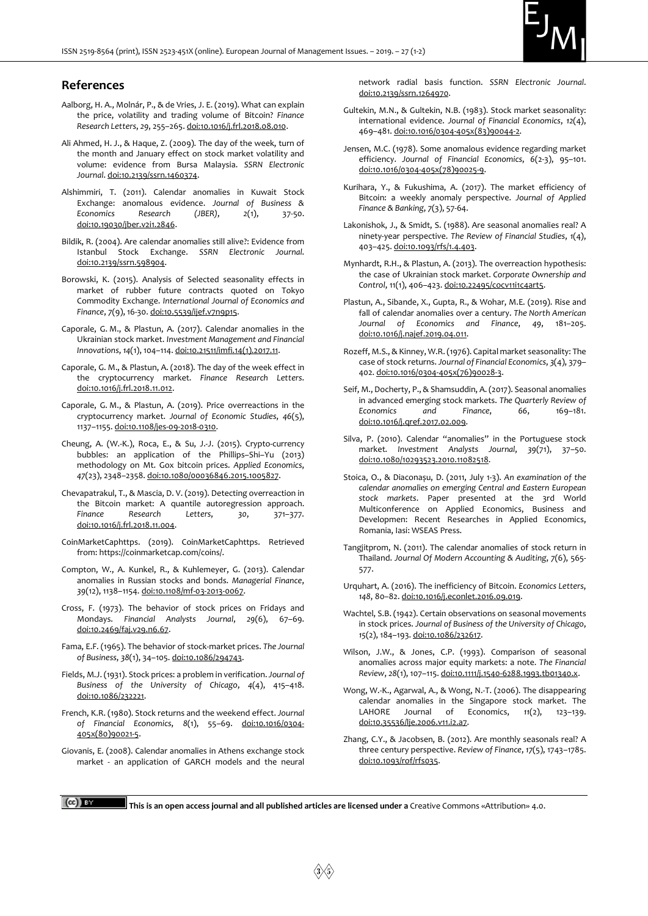## References

Aalborg, H. A., Molnár, P., & de Vries, J. E. (2019). What can explain the price, volatility and trading volume of Bitcoin? *Finance Research Letters*, *29*, 255–265. doi:10.1016/j.frl.2018.08.010.

Ali Ahmed, H. J., & Haque, Z. (2009). The day of the week, turn of the month and January effect on stock market volatility and volume: evidence from Bursa Malaysia. *SSRN Electronic Journal*. doi:10.2139/ssrn.1460374.

Alshimmiri, T. (2011). Calendar anomalies in Kuwait Stock Exchange: anomalous evidence. *Journal of Business & Economics Research (JBER)*, *2*(1), 37-50. doi:10.19030/jber.v2i1.2846.

Bildik, R. (2004). Are calendar anomalies still alive?: Evidence from Istanbul Stock Exchange. *SSRN Electronic Journal*. doi:10.2139/ssrn.598904.

Borowski, K. (2015). Analysis of Selected seasonality effects in market of rubber future contracts quoted on Tokyo Commodity Exchange. *International Journal of Economics and Finance*, *7*(9), 16-30. doi:10.5539/ijef.v7n9p15.

Caporale, G. M., & Plastun, A. (2017). Calendar anomalies in the Ukrainian stock market. *Investment Management and Financial Innovations*, *14*(1), 104–114. doi:10.21511/imfi.14(1).2017.11.

Caporale, G. M., & Plastun, A. (2018). The day of the week effect in the cryptocurrency market. *Finance Research Letters*. doi:10.1016/j.frl.2018.11.012.

Caporale, G. M., & Plastun, A. (2019). Price overreactions in the cryptocurrency market. *Journal of Economic Studies*, *46*(5), 1137–1155. doi:10.1108/jes-09-2018-0310.

Cheung, A. (W.-K.), Roca, E., & Su, J.-J. (2015). Crypto-currency bubbles: an application of the Phillips–Shi–Yu (2013) methodology on Mt. Gox bitcoin prices. *Applied Economics*, *47*(23), 2348–2358. doi:10.1080/00036846.2015.1005827.

Chevapatrakul, T., & Mascia, D. V. (2019). Detecting overreaction in the Bitcoin market: A quantile autoregression approach. *Finance Research Letters*, *30*, 371–377. doi:10.1016/j.frl.2018.11.004.

CoinMarketCaphttps. (2019). CoinMarketCaphttps. Retrieved from: https://coinmarketcap.com/coins/.

Compton, W., A. Kunkel, R., & Kuhlemeyer, G. (2013). Calendar anomalies in Russian stocks and bonds. *Managerial Finance*, *39*(12), 1138–1154. doi:10.1108/mf-03-2013-0067.

Cross, F. (1973). The behavior of stock prices on Fridays and Mondays. *Financial Analysts Journal*, *29*(6), 67–69. doi:10.2469/faj.v29.n6.67.

Fama, E.F. (1965). The behavior of stock-market prices. *The Journal of Business*, *38*(1), 34–105. doi:10.1086/294743.

Fields, M.J. (1931). Stock prices: a problem in verification. *Journal of Business of the University of Chicago*, *4*(4), 415–418. doi:10.1086/232221.

French, K.R. (1980). Stock returns and the weekend effect. *Journal of Financial Economics*, *8*(1), 55–69. doi:10.1016/0304-405x(80)90021-5.

Giovanis, E. (2008). Calendar anomalies in Athens exchange stock market - an application of GARCH models and the neural network radial basis function. *SSRN Electronic Journal*. doi:10.2139/ssrn.1264970.

Gultekin, M.N., & Gultekin, N.B. (1983). Stock market seasonality: international evidence. *Journal of Financial Economics*, *12*(4), 469–481. doi:10.1016/0304-405x(83)90044-2.

Jensen, M.C. (1978). Some anomalous evidence regarding market efficiency. *Journal of Financial Economics*, *6*(2-3), 95–101. doi:10.1016/0304-405x(78)90025-9.

Kurihara, Y., & Fukushima, A. (2017). The market efficiency of Bitcoin: a weekly anomaly perspective. *Journal of Applied Finance & Banking*, *7*(3), 57-64.

Lakonishok, J., & Smidt, S. (1988). Are seasonal anomalies real? A ninety-year perspective. *The Review of Financial Studies*, *1*(4), 403–425. doi:10.1093/rfs/1.4.403.

Mynhardt, R.H., & Plastun, A. (2013). The overreaction hypothesis: the case of Ukrainian stock market. *Corporate Ownership and Control*, 11(1), 406–423. doi:10.22495/cocv11i1c4art5.

Plastun, A., Sibande, X., Gupta, R., & Wohar, M.E. (2019). Rise and fall of calendar anomalies over a century. *The North American Journal of Economics and Finance*, *49*, 181–205. doi:10.1016/j.najef.2019.04.011.

Rozeff, M.S., & Kinney, W.R. (1976). Capital market seasonality: The case of stock returns. *Journal of Financial Economics*, *3*(4), 379–402. doi:10.1016/0304-405x(76)90028-3.

Seif, M., Docherty, P., & Shamsuddin, A. (2017). Seasonal anomalies in advanced emerging stock markets. *The Quarterly Review of Economics and Finance*, 66, 169–181. doi:10.1016/j.qref.2017.02.009.

Silva, P. (2010). Calendar "anomalies" in the Portuguese stock market. *Investment Analysts Journal*, *39*(71), 37–50. doi:10.1080/10293523.2010.11082518.

Stoica, O., & Diaconașu, D. (2011, July 1-3). *An examination of the calendar anomalies on emerging Central and Eastern European stock markets*. Paper presented at the 3rd World Multiconference on Applied Economics, Business and Developmen: Recent Researches in Applied Economics, Romania, Iasi: WSEAS Press.

Tangjitprom, N. (2011). The calendar anomalies of stock return in Thailand. *Journal Of Modern Accounting & Auditing*, *7*(6), 565-577.

Urquhart, A. (2016). The inefficiency of Bitcoin. *Economics Letters*, *148*, 80–82. doi:10.1016/j.econlet.2016.09.019.

Wachtel, S.B. (1942). Certain observations on seasonal movements in stock prices. *Journal of Business of the University of Chicago*, *15*(2), 184–193. doi:10.1086/232617.

Wilson, J.W., & Jones, C.P. (1993). Comparison of seasonal anomalies across major equity markets: a note. *The Financial Review*, *28*(1), 107–115. doi:10.1111/j.1540-6288.1993.tb01340.x.

Wong, W.-K., Agarwal, A., & Wong, N.-T. (2006). The disappearing calendar anomalies in the Singapore stock market. The LAHORE Journal of Economics, *11*(2), 123–139. doi:10.35536/lje.2006.v11.i2.a7.

Zhang, C.Y., & Jacobsen, B. (2012). Are monthly seasonals real? A three century perspective. *Review of Finance*, *17*(5), 1743–1785. doi:10.1093/rof/rfs035.

**This is an open access journal and all published articles are licensed under a** Creative Commons «Attribution» 4.0.